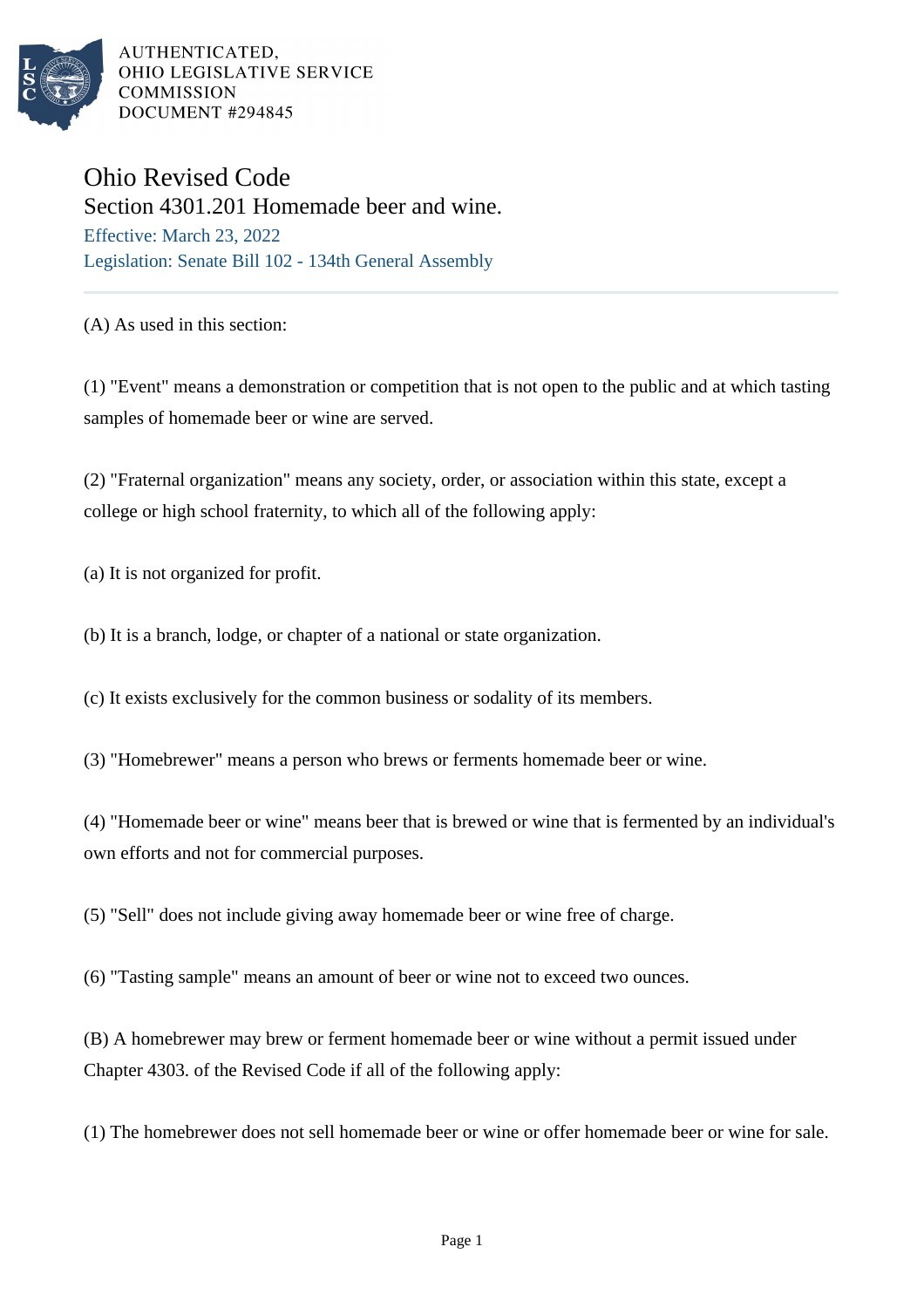AUTHENTICATED,
OHIO LEGISLATIVE SERVICE
COMMISSION
DOCUMENT #294845

# Ohio Revised Code

## Section 4301.201 Homemade beer and wine.

Effective: March 23, 2022

Legislation: Senate Bill 102 - 134th General Assembly

---

(A) As used in this section:

(1) "Event" means a demonstration or competition that is not open to the public and at which tasting samples of homemade beer or wine are served.

(2) "Fraternal organization" means any society, order, or association within this state, except a college or high school fraternity, to which all of the following apply:

(a) It is not organized for profit.

(b) It is a branch, lodge, or chapter of a national or state organization.

(c) It exists exclusively for the common business or sodality of its members.

(3) "Homebrewer" means a person who brews or ferments homemade beer or wine.

(4) "Homemade beer or wine" means beer that is brewed or wine that is fermented by an individual's own efforts and not for commercial purposes.

(5) "Sell" does not include giving away homemade beer or wine free of charge.

(6) "Tasting sample" means an amount of beer or wine not to exceed two ounces.

(B) A homebrewer may brew or ferment homemade beer or wine without a permit issued under Chapter 4303. of the Revised Code if all of the following apply:

(1) The homebrewer does not sell homemade beer or wine or offer homemade beer or wine for sale.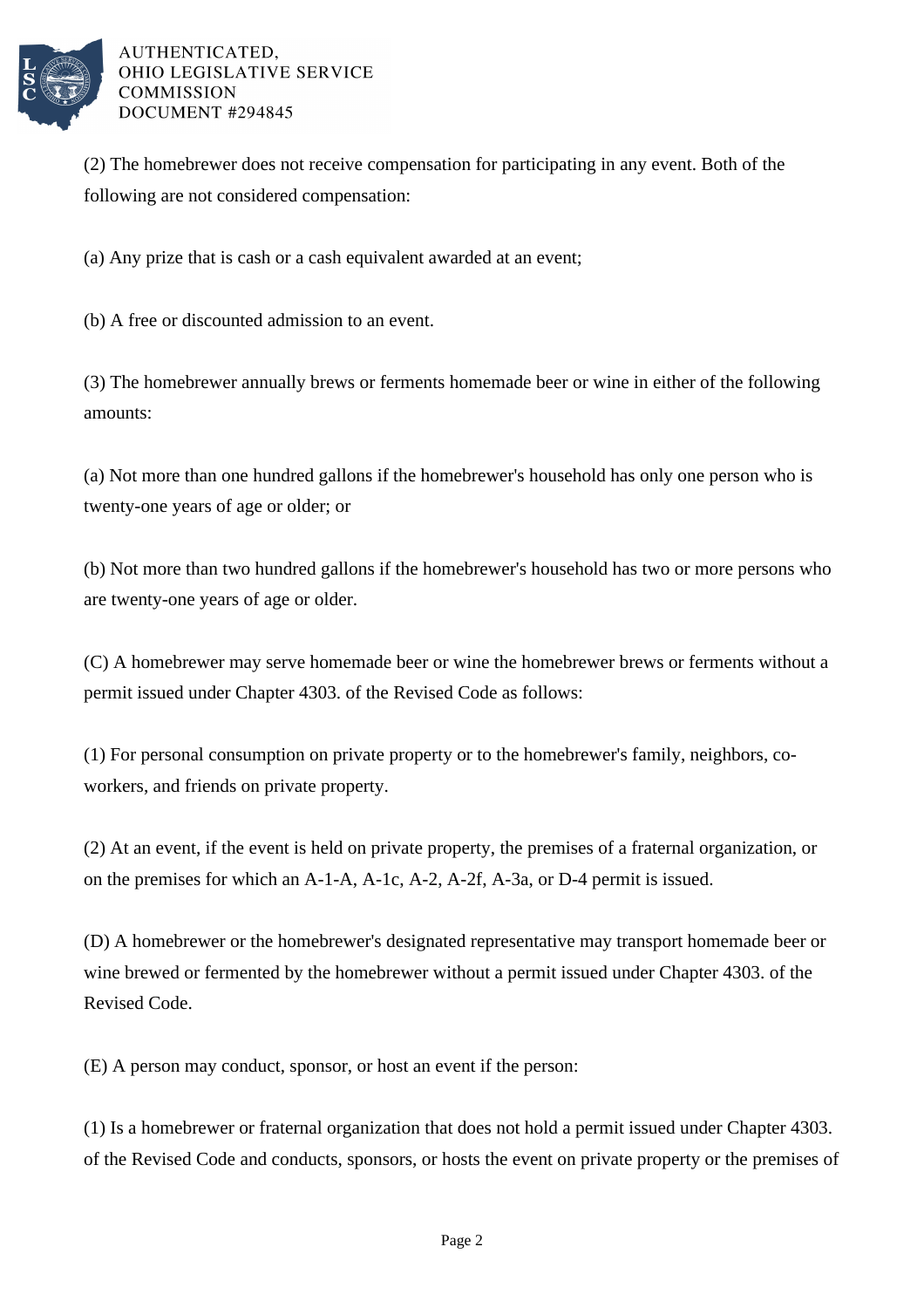(2) The homebrewer does not receive compensation for participating in any event. Both of the following are not considered compensation:

(a) Any prize that is cash or a cash equivalent awarded at an event;

(b) A free or discounted admission to an event.

(3) The homebrewer annually brews or ferments homemade beer or wine in either of the following amounts:

(a) Not more than one hundred gallons if the homebrewer's household has only one person who is twenty-one years of age or older; or

(b) Not more than two hundred gallons if the homebrewer's household has two or more persons who are twenty-one years of age or older.

(C) A homebrewer may serve homemade beer or wine the homebrewer brews or ferments without a permit issued under Chapter 4303. of the Revised Code as follows:

(1) For personal consumption on private property or to the homebrewer's family, neighbors, co-workers, and friends on private property.

(2) At an event, if the event is held on private property, the premises of a fraternal organization, or on the premises for which an A-1-A, A-1c, A-2, A-2f, A-3a, or D-4 permit is issued.

(D) A homebrewer or the homebrewer's designated representative may transport homemade beer or wine brewed or fermented by the homebrewer without a permit issued under Chapter 4303. of the Revised Code.

(E) A person may conduct, sponsor, or host an event if the person:

(1) Is a homebrewer or fraternal organization that does not hold a permit issued under Chapter 4303. of the Revised Code and conducts, sponsors, or hosts the event on private property or the premises of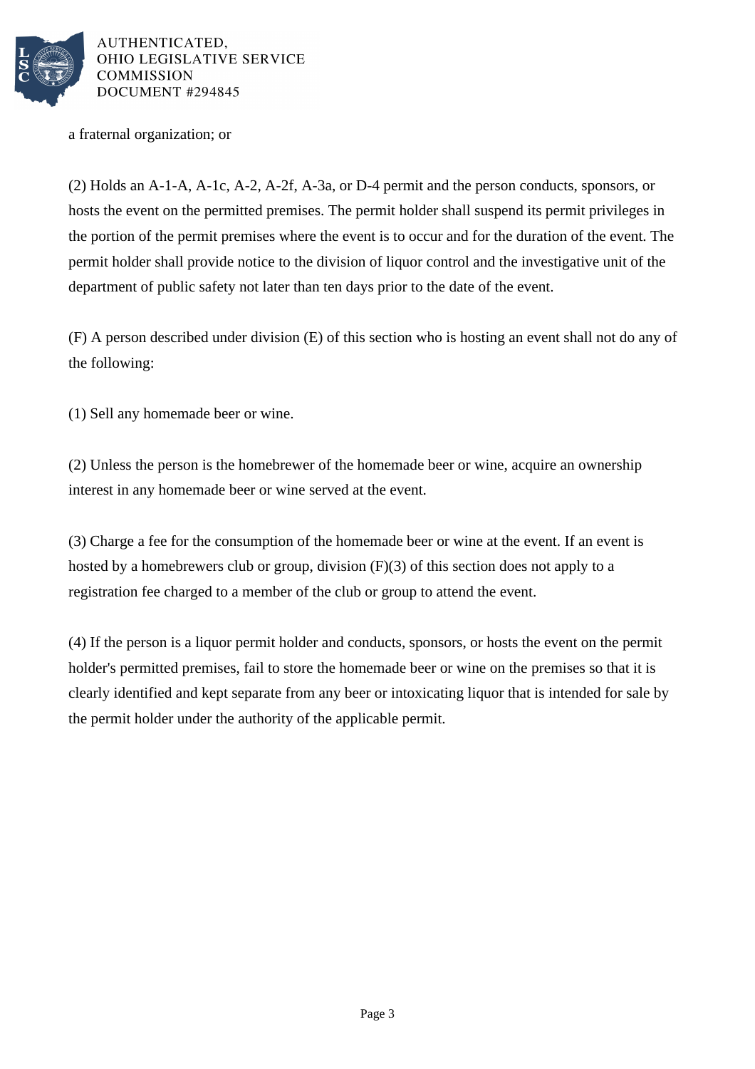a fraternal organization; or

(2) Holds an A-1-A, A-1c, A-2, A-2f, A-3a, or D-4 permit and the person conducts, sponsors, or hosts the event on the permitted premises. The permit holder shall suspend its permit privileges in the portion of the permit premises where the event is to occur and for the duration of the event. The permit holder shall provide notice to the division of liquor control and the investigative unit of the department of public safety not later than ten days prior to the date of the event.

(F) A person described under division (E) of this section who is hosting an event shall not do any of the following:

(1) Sell any homemade beer or wine.

(2) Unless the person is the homebrewer of the homemade beer or wine, acquire an ownership interest in any homemade beer or wine served at the event.

(3) Charge a fee for the consumption of the homemade beer or wine at the event. If an event is hosted by a homebrewers club or group, division (F)(3) of this section does not apply to a registration fee charged to a member of the club or group to attend the event.

(4) If the person is a liquor permit holder and conducts, sponsors, or hosts the event on the permit holder's permitted premises, fail to store the homemade beer or wine on the premises so that it is clearly identified and kept separate from any beer or intoxicating liquor that is intended for sale by the permit holder under the authority of the applicable permit.